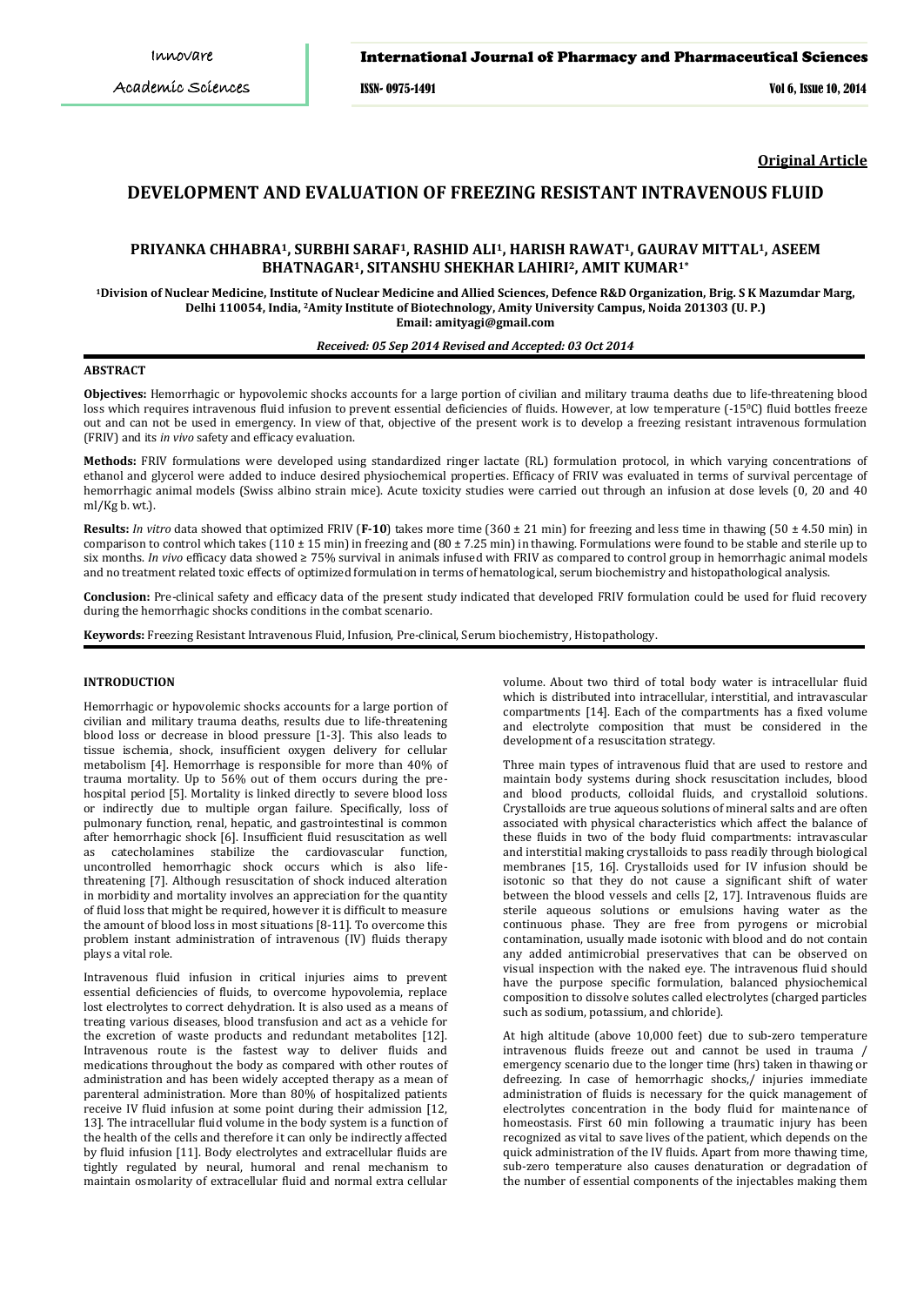**Original Article**

# DEVELOPMENT AND EVALUATION OF FREEZING RESISTANT INTRAVENOUS FLUID

**PRIYANKA CHHABRA[1], SURBHI SARAF[1], RASHID ALI[1], HARISH RAWAT[1], GAURAV MITTAL[1], ASEEM BHATNAGAR[1], SITANSHU SHEKHAR LAHIRI[2], AMIT KUMAR[1*]**

**[1]Division of Nuclear Medicine, Institute of Nuclear Medicine and Allied Sciences, Defence R&D Organization, Brig. S K Mazumdar Marg, Delhi 110054, India, [2]Amity Institute of Biotechnology, Amity University Campus, Noida 201303 (U. P.)**
**Email: amityagi@gmail.com**

***Received: 05 Sep 2014 Revised and Accepted: 03 Oct 2014***

## ABSTRACT

**Objectives:** Hemorrhagic or hypovolemic shocks accounts for a large portion of civilian and military trauma deaths due to life-threatening blood loss which requires intravenous fluid infusion to prevent essential deficiencies of fluids. However, at low temperature (-15$^0$C) fluid bottles freeze out and can not be used in emergency. In view of that, objective of the present work is to develop a freezing resistant intravenous formulation (FRIV) and its *in vivo* safety and efficacy evaluation.

**Methods:** FRIV formulations were developed using standardized ringer lactate (RL) formulation protocol, in which varying concentrations of ethanol and glycerol were added to induce desired physiochemical properties. Efficacy of FRIV was evaluated in terms of survival percentage of hemorrhagic animal models (Swiss albino strain mice). Acute toxicity studies were carried out through an infusion at dose levels (0, 20 and 40 ml/Kg b. wt.).

**Results:** *In vitro* data showed that optimized FRIV (**F-10**) takes more time (360 ± 21 min) for freezing and less time in thawing (50 ± 4.50 min) in comparison to control which takes (110 ± 15 min) in freezing and (80 ± 7.25 min) in thawing. Formulations were found to be stable and sterile up to six months. *In vivo* efficacy data showed ≥ 75% survival in animals infused with FRIV as compared to control group in hemorrhagic animal models and no treatment related toxic effects of optimized formulation in terms of hematological, serum biochemistry and histopathological analysis.

**Conclusion:** Pre-clinical safety and efficacy data of the present study indicated that developed FRIV formulation could be used for fluid recovery during the hemorrhagic shocks conditions in the combat scenario.

**Keywords:** Freezing Resistant Intravenous Fluid, Infusion, Pre-clinical, Serum biochemistry, Histopathology.

## INTRODUCTION

Hemorrhagic or hypovolemic shocks accounts for a large portion of civilian and military trauma deaths, results due to life-threatening blood loss or decrease in blood pressure [1-3]. This also leads to tissue ischemia, shock, insufficient oxygen delivery for cellular metabolism [4]. Hemorrhage is responsible for more than 40% of trauma mortality. Up to 56% out of them occurs during the pre-hospital period [5]. Mortality is linked directly to severe blood loss or indirectly due to multiple organ failure. Specifically, loss of pulmonary function, renal, hepatic, and gastrointestinal is common after hemorrhagic shock [6]. Insufficient fluid resuscitation as well as catecholamines stabilize the cardiovascular function, uncontrolled hemorrhagic shock occurs which is also life-threatening [7]. Although resuscitation of shock induced alteration in morbidity and mortality involves an appreciation for the quantity of fluid loss that might be required, however it is difficult to measure the amount of blood loss in most situations [8-11]. To overcome this problem instant administration of intravenous (IV) fluids therapy plays a vital role.

Intravenous fluid infusion in critical injuries aims to prevent essential deficiencies of fluids, to overcome hypovolemia, replace lost electrolytes to correct dehydration. It is also used as a means of treating various diseases, blood transfusion and act as a vehicle for the excretion of waste products and redundant metabolites [12]. Intravenous route is the fastest way to deliver fluids and medications throughout the body as compared with other routes of administration and has been widely accepted therapy as a mean of parenteral administration. More than 80% of hospitalized patients receive IV fluid infusion at some point during their admission [12, 13]. The intracellular fluid volume in the body system is a function of the health of the cells and therefore it can only be indirectly affected by fluid infusion [11]. Body electrolytes and extracellular fluids are tightly regulated by neural, humoral and renal mechanism to maintain osmolarity of extracellular fluid and normal extra cellular volume. About two third of total body water is intracellular fluid which is distributed into intracellular, interstitial, and intravascular compartments [14]. Each of the compartments has a fixed volume and electrolyte composition that must be considered in the development of a resuscitation strategy.

Three main types of intravenous fluid that are used to restore and maintain body systems during shock resuscitation includes, blood and blood products, colloidal fluids, and crystalloid solutions. Crystalloids are true aqueous solutions of mineral salts and are often associated with physical characteristics which affect the balance of these fluids in two of the body fluid compartments: intravascular and interstitial making crystalloids to pass readily through biological membranes [15, 16]. Crystalloids used for IV infusion should be isotonic so that they do not cause a significant shift of water between the blood vessels and cells [2, 17]. Intravenous fluids are sterile aqueous solutions or emulsions having water as the continuous phase. They are free from pyrogens or microbial contamination, usually made isotonic with blood and do not contain any added antimicrobial preservatives that can be observed on visual inspection with the naked eye. The intravenous fluid should have the purpose specific formulation, balanced physiochemical composition to dissolve solutes called electrolytes (charged particles such as sodium, potassium, and chloride).

At high altitude (above 10,000 feet) due to sub-zero temperature intravenous fluids freeze out and cannot be used in trauma / emergency scenario due to the longer time (hrs) taken in thawing or defreezing. In case of hemorrhagic shocks,/ injuries immediate administration of fluids is necessary for the quick management of electrolytes concentration in the body fluid for maintenance of homeostasis. First 60 min following a traumatic injury has been recognized as vital to save lives of the patient, which depends on the quick administration of the IV fluids. Apart from more thawing time, sub-zero temperature also causes denaturation or degradation of the number of essential components of the injectables making them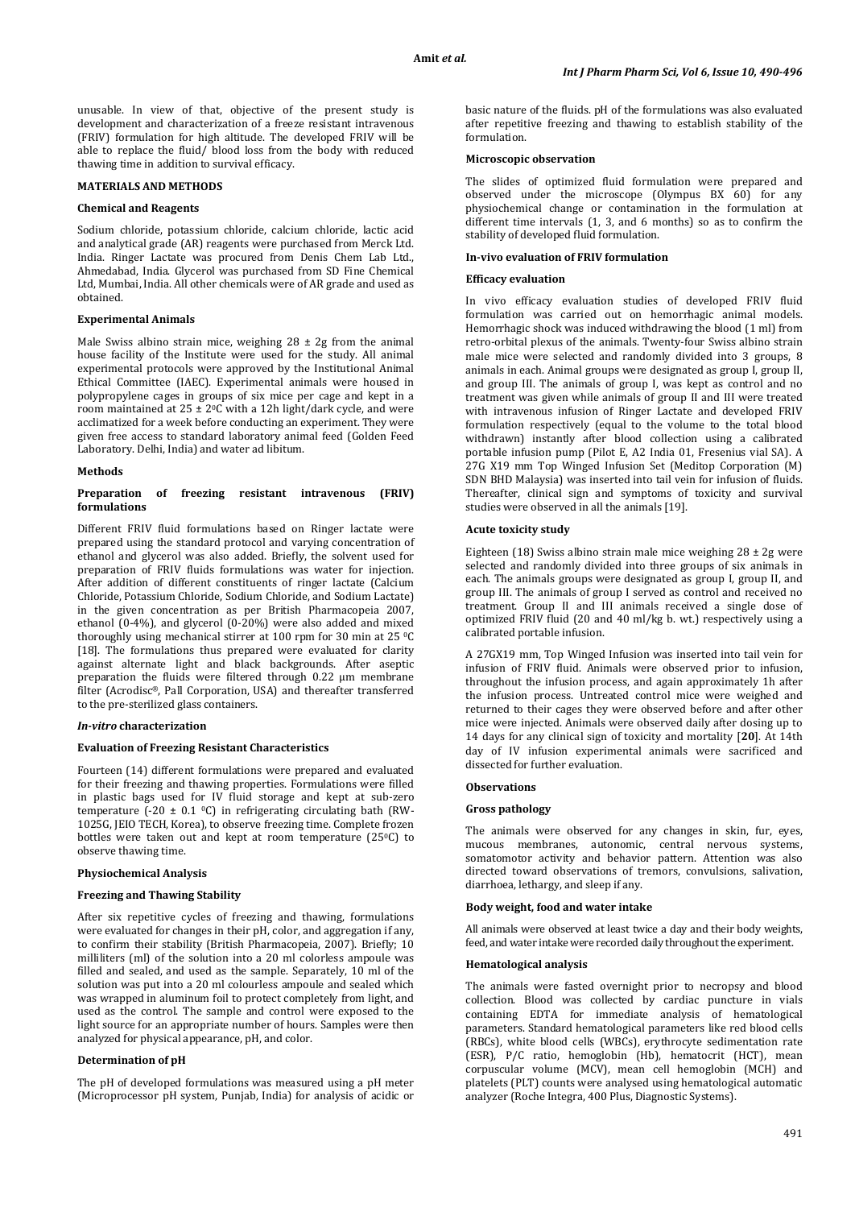unusable. In view of that, objective of the present study is development and characterization of a freeze resistant intravenous (FRIV) formulation for high altitude. The developed FRIV will be able to replace the fluid/ blood loss from the body with reduced thawing time in addition to survival efficacy.

## MATERIALS AND METHODS

### Chemical and Reagents

Sodium chloride, potassium chloride, calcium chloride, lactic acid and analytical grade (AR) reagents were purchased from Merck Ltd. India. Ringer Lactate was procured from Denis Chem Lab Ltd., Ahmedabad, India. Glycerol was purchased from SD Fine Chemical Ltd, Mumbai, India. All other chemicals were of AR grade and used as obtained.

### Experimental Animals

Male Swiss albino strain mice, weighing 28 ± 2g from the animal house facility of the Institute were used for the study. All animal experimental protocols were approved by the Institutional Animal Ethical Committee (IAEC). Experimental animals were housed in polypropylene cages in groups of six mice per cage and kept in a room maintained at 25 ± 2 $^0$C with a 12h light/dark cycle, and were acclimatized for a week before conducting an experiment. They were given free access to standard laboratory animal feed (Golden Feed Laboratory. Delhi, India) and water ad libitum.

### Methods

### Preparation of freezing resistant intravenous (FRIV) formulations

Different FRIV fluid formulations based on Ringer lactate were prepared using the standard protocol and varying concentration of ethanol and glycerol was also added. Briefly, the solvent used for preparation of FRIV fluids formulations was water for injection. After addition of different constituents of ringer lactate (Calcium Chloride, Potassium Chloride, Sodium Chloride, and Sodium Lactate) in the given concentration as per British Pharmacopeia 2007, ethanol (0-4%), and glycerol (0-20%) were also added and mixed thoroughly using mechanical stirrer at 100 rpm for 30 min at 25 $^0$C [18]. The formulations thus prepared were evaluated for clarity against alternate light and black backgrounds. After aseptic preparation the fluids were filtered through 0.22 µm membrane filter (Acrodisc®, Pall Corporation, USA) and thereafter transferred to the pre-sterilized glass containers.

### *In-vitro* characterization

### Evaluation of Freezing Resistant Characteristics

Fourteen (14) different formulations were prepared and evaluated for their freezing and thawing properties. Formulations were filled in plastic bags used for IV fluid storage and kept at sub-zero temperature (-20 ± 0.1 $^0$C) in refrigerating circulating bath (RW-1025G, JEIO TECH, Korea), to observe freezing time. Complete frozen bottles were taken out and kept at room temperature (25$^0$C) to observe thawing time.

### Physiochemical Analysis

### Freezing and Thawing Stability

After six repetitive cycles of freezing and thawing, formulations were evaluated for changes in their pH, color, and aggregation if any, to confirm their stability (British Pharmacopeia, 2007). Briefly; 10 milliliters (ml) of the solution into a 20 ml colorless ampoule was filled and sealed, and used as the sample. Separately, 10 ml of the solution was put into a 20 ml colourless ampoule and sealed which was wrapped in aluminum foil to protect completely from light, and used as the control. The sample and control were exposed to the light source for an appropriate number of hours. Samples were then analyzed for physical appearance, pH, and color.

### Determination of pH

The pH of developed formulations was measured using a pH meter (Microprocessor pH system, Punjab, India) for analysis of acidic or basic nature of the fluids. pH of the formulations was also evaluated after repetitive freezing and thawing to establish stability of the formulation.

### Microscopic observation

The slides of optimized fluid formulation were prepared and observed under the microscope (Olympus BX 60) for any physiochemical change or contamination in the formulation at different time intervals (1, 3, and 6 months) so as to confirm the stability of developed fluid formulation.

### In-vivo evaluation of FRIV formulation

### Efficacy evaluation

In vivo efficacy evaluation studies of developed FRIV fluid formulation was carried out on hemorrhagic animal models. Hemorrhagic shock was induced withdrawing the blood (1 ml) from retro-orbital plexus of the animals. Twenty-four Swiss albino strain male mice were selected and randomly divided into 3 groups, 8 animals in each. Animal groups were designated as group I, group II, and group III. The animals of group I, was kept as control and no treatment was given while animals of group II and III were treated with intravenous infusion of Ringer Lactate and developed FRIV formulation respectively (equal to the volume to the total blood withdrawn) instantly after blood collection using a calibrated portable infusion pump (Pilot E, A2 India 01, Fresenius vial SA). A 27G X19 mm Top Winged Infusion Set (Meditop Corporation (M) SDN BHD Malaysia) was inserted into tail vein for infusion of fluids. Thereafter, clinical sign and symptoms of toxicity and survival studies were observed in all the animals [19].

### Acute toxicity study

Eighteen (18) Swiss albino strain male mice weighing 28 ± 2g were selected and randomly divided into three groups of six animals in each. The animals groups were designated as group I, group II, and group III. The animals of group I served as control and received no treatment. Group II and III animals received a single dose of optimized FRIV fluid (20 and 40 ml/kg b. wt.) respectively using a calibrated portable infusion.

A 27GX19 mm, Top Winged Infusion was inserted into tail vein for infusion of FRIV fluid. Animals were observed prior to infusion, throughout the infusion process, and again approximately 1h after the infusion process. Untreated control mice were weighed and returned to their cages they were observed before and after other mice were injected. Animals were observed daily after dosing up to 14 days for any clinical sign of toxicity and mortality [**20**]. At 14th day of IV infusion experimental animals were sacrificed and dissected for further evaluation.

### Observations

### Gross pathology

The animals were observed for any changes in skin, fur, eyes, mucous membranes, autonomic, central nervous systems, somatomotor activity and behavior pattern. Attention was also directed toward observations of tremors, convulsions, salivation, diarrhoea, lethargy, and sleep if any.

### Body weight, food and water intake

All animals were observed at least twice a day and their body weights, feed, and water intake were recorded daily throughout the experiment.

### Hematological analysis

The animals were fasted overnight prior to necropsy and blood collection. Blood was collected by cardiac puncture in vials containing EDTA for immediate analysis of hematological parameters. Standard hematological parameters like red blood cells (RBCs), white blood cells (WBCs), erythrocyte sedimentation rate (ESR), P/C ratio, hemoglobin (Hb), hematocrit (HCT), mean corpuscular volume (MCV), mean cell hemoglobin (MCH) and platelets (PLT) counts were analysed using hematological automatic analyzer (Roche Integra, 400 Plus, Diagnostic Systems).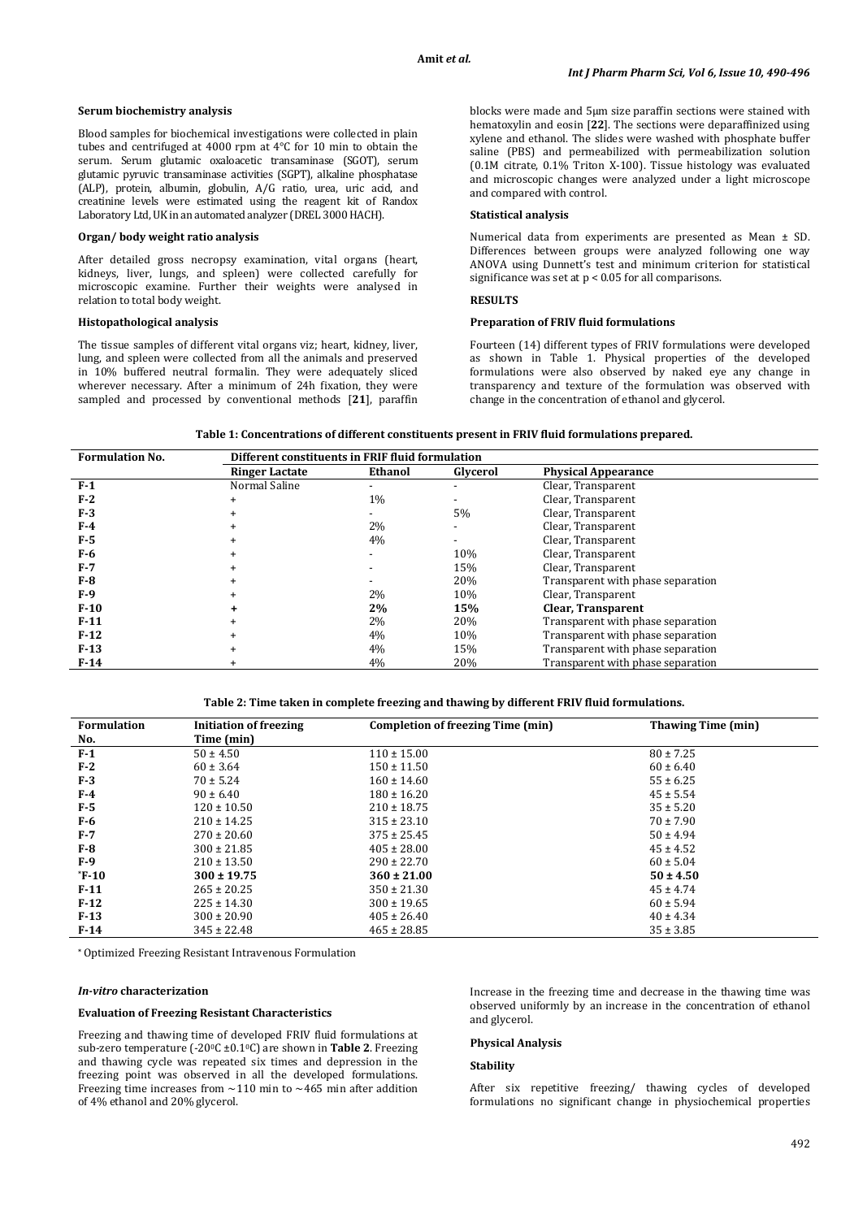### Serum biochemistry analysis

Blood samples for biochemical investigations were collected in plain tubes and centrifuged at 4000 rpm at 4°C for 10 min to obtain the serum. Serum glutamic oxaloacetic transaminase (SGOT), serum glutamic pyruvic transaminase activities (SGPT), alkaline phosphatase (ALP), protein, albumin, globulin, A/G ratio, urea, uric acid, and creatinine levels were estimated using the reagent kit of Randox Laboratory Ltd, UK in an automated analyzer (DREL 3000 HACH).

### Organ/ body weight ratio analysis

After detailed gross necropsy examination, vital organs (heart, kidneys, liver, lungs, and spleen) were collected carefully for microscopic examine. Further their weights were analysed in relation to total body weight.

### Histopathological analysis

The tissue samples of different vital organs viz; heart, kidney, liver, lung, and spleen were collected from all the animals and preserved in 10% buffered neutral formalin. They were adequately sliced wherever necessary. After a minimum of 24h fixation, they were sampled and processed by conventional methods [**21**], paraffin blocks were made and 5μm size paraffin sections were stained with hematoxylin and eosin [**22**]. The sections were deparaffinized using xylene and ethanol. The slides were washed with phosphate buffer saline (PBS) and permeabilized with permeabilization solution (0.1M citrate, 0.1% Triton X-100). Tissue histology was evaluated and microscopic changes were analyzed under a light microscope and compared with control.

### Statistical analysis

Numerical data from experiments are presented as Mean ± SD. Differences between groups were analyzed following one way ANOVA using Dunnett's test and minimum criterion for statistical significance was set at $p < 0.05$ for all comparisons.

## RESULTS

### Preparation of FRIV fluid formulations

Fourteen (14) different types of FRIV formulations were developed as shown in Table 1. Physical properties of the developed formulations were also observed by naked eye any change in transparency and texture of the formulation was observed with change in the concentration of ethanol and glycerol.

**Table 1: Concentrations of different constituents present in FRIV fluid formulations prepared.**

| Formulation No. | Different constituents in FRIF fluid formulation | | | |
|---|---|---|---|---|
| | **Ringer Lactate** | **Ethanol** | **Glycerol** | **Physical Appearance** |
| **F-1** | Normal Saline | - | - | Clear, Transparent |
| **F-2** | + | 1% | - | Clear, Transparent |
| **F-3** | + | - | 5% | Clear, Transparent |
| **F-4** | + | 2% | - | Clear, Transparent |
| **F-5** | + | 4% | - | Clear, Transparent |
| **F-6** | + | - | 10% | Clear, Transparent |
| **F-7** | + | - | 15% | Clear, Transparent |
| **F-8** | + | - | 20% | Transparent with phase separation |
| **F-9** | + | 2% | 10% | Clear, Transparent |
| **F-10** | **+** | **2%** | **15%** | **Clear, Transparent** |
| **F-11** | + | 2% | 20% | Transparent with phase separation |
| **F-12** | + | 4% | 10% | Transparent with phase separation |
| **F-13** | + | 4% | 15% | Transparent with phase separation |
| **F-14** | + | 4% | 20% | Transparent with phase separation |

**Table 2: Time taken in complete freezing and thawing by different FRIV fluid formulations.**

| Formulation No. | Initiation of freezing Time (min) | Completion of freezing Time (min) | Thawing Time (min) |
|---|---|---|---|
| **F-1** | 50 ± 4.50 | 110 ± 15.00 | 80 ± 7.25 |
| **F-2** | 60 ± 3.64 | 150 ± 11.50 | 60 ± 6.40 |
| **F-3** | 70 ± 5.24 | 160 ± 14.60 | 55 ± 6.25 |
| **F-4** | 90 ± 6.40 | 180 ± 16.20 | 45 ± 5.54 |
| **F-5** | 120 ± 10.50 | 210 ± 18.75 | 35 ± 5.20 |
| **F-6** | 210 ± 14.25 | 315 ± 23.10 | 70 ± 7.90 |
| **F-7** | 270 ± 20.60 | 375 ± 25.45 | 50 ± 4.94 |
| **F-8** | 300 ± 21.85 | 405 ± 28.00 | 45 ± 4.52 |
| **F-9** | 210 ± 13.50 | 290 ± 22.70 | 60 ± 5.04 |
| ***F-10** | **300 ± 19.75** | **360 ± 21.00** | **50 ± 4.50** |
| **F-11** | 265 ± 20.25 | 350 ± 21.30 | 45 ± 4.74 |
| **F-12** | 225 ± 14.30 | 300 ± 19.65 | 60 ± 5.94 |
| **F-13** | 300 ± 20.90 | 405 ± 26.40 | 40 ± 4.34 |
| **F-14** | 345 ± 22.48 | 465 ± 28.85 | 35 ± 3.85 |

* Optimized Freezing Resistant Intravenous Formulation

### *In-vitro* characterization

### Evaluation of Freezing Resistant Characteristics

Freezing and thawing time of developed FRIV fluid formulations at sub-zero temperature (-20°C ±0.1°C) are shown in **Table 2**. Freezing and thawing cycle was repeated six times and depression in the freezing point was observed in all the developed formulations. Freezing time increases from ~110 min to ~465 min after addition of 4% ethanol and 20% glycerol.

Increase in the freezing time and decrease in the thawing time was observed uniformly by an increase in the concentration of ethanol and glycerol.

### Physical Analysis

### Stability

After six repetitive freezing/ thawing cycles of developed formulations no significant change in physiochemical properties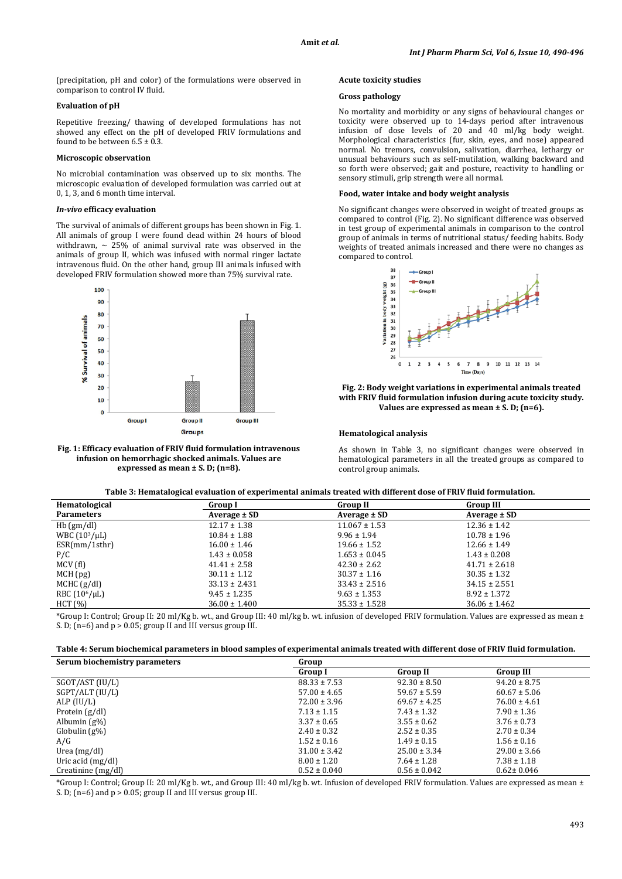(precipitation, pH and color) of the formulations were observed in comparison to control IV fluid.

### Evaluation of pH

Repetitive freezing/ thawing of developed formulations has not showed any effect on the pH of developed FRIV formulations and found to be between 6.5 ± 0.3.

### Microscopic observation

No microbial contamination was observed up to six months. The microscopic evaluation of developed formulation was carried out at 0, 1, 3, and 6 month time interval.

### *In-vivo* efficacy evaluation

The survival of animals of different groups has been shown in Fig. 1. All animals of group I were found dead within 24 hours of blood withdrawn, ~ 25% of animal survival rate was observed in the animals of group II, which was infused with normal ringer lactate intravenous fluid. On the other hand, group III animals infused with developed FRIV formulation showed more than 75% survival rate.

**Fig. 1: Efficacy evaluation of FRIV fluid formulation intravenous infusion on hemorrhagic shocked animals. Values are expressed as mean ± S. D; (n=8).**

### Acute toxicity studies

### Gross pathology

No mortality and morbidity or any signs of behavioural changes or toxicity were observed up to 14-days period after intravenous infusion of dose levels of 20 and 40 ml/kg body weight. Morphological characteristics (fur, skin, eyes, and nose) appeared normal. No tremors, convulsion, salivation, diarrhea, lethargy or unusual behaviours such as self-mutilation, walking backward and so forth were observed; gait and posture, reactivity to handling or sensory stimuli, grip strength were all normal.

### Food, water intake and body weight analysis

No significant changes were observed in weight of treated groups as compared to control (Fig. 2). No significant difference was observed in test group of experimental animals in comparison to the control group of animals in terms of nutritional status/ feeding habits. Body weights of treated animals increased and there were no changes as compared to control.

**Fig. 2: Body weight variations in experimental animals treated with FRIV fluid formulation infusion during acute toxicity study. Values are expressed as mean ± S. D; (n=6).**

### Hematological analysis

As shown in Table 3, no significant changes were observed in hematological parameters in all the treated groups as compared to control group animals.

**Table 3: Hematological evaluation of experimental animals treated with different dose of FRIV fluid formulation.**

| Hematological Parameters | Group I Average ± SD | Group II Average ± SD | Group III Average ± SD |
|---|---|---|---|
| Hb (gm/dl) | 12.17 ± 1.38 | 11.067 ± 1.53 | 12.36 ± 1.42 |
| WBC ($10^3$/µL) | 10.84 ± 1.88 | 9.96 ± 1.94 | 10.78 ± 1.96 |
| ESR(mm/1sthr) | 16.00 ± 1.46 | 19.66 ± 1.52 | 12.66 ± 1.49 |
| P/C | 1.43 ± 0.058 | 1.653 ± 0.045 | 1.43 ± 0.208 |
| MCV (fl) | 41.41 ± 2.58 | 42.30 ± 2.62 | 41.71 ± 2.618 |
| MCH (pg) | 30.11 ± 1.12 | 30.37 ± 1.16 | 30.35 ± 1.32 |
| MCHC (g/dl) | 33.13 ± 2.431 | 33.43 ± 2.516 | 34.15 ± 2.551 |
| RBC ($10^6$/µL) | 9.45 ± 1.235 | 9.63 ± 1.353 | 8.92 ± 1.372 |
| HCT (%) | 36.00 ± 1.400 | 35.33 ± 1.528 | 36.06 ± 1.462 |

*Group I: Control; Group II: 20 ml/Kg b. wt., and Group III: 40 ml/kg b. wt. infusion of developed FRIV formulation. Values are expressed as mean ± S. D; (n=6) and p > 0.05; group II and III versus group III.

**Table 4: Serum biochemical parameters in blood samples of experimental animals treated with different dose of FRIV fluid formulation.**

| Serum biochemistry parameters | Group | | |
|---|---|---|---|
| | Group I | Group II | Group III |
| SGOT/AST (IU/L) | 88.33 ± 7.53 | 92.30 ± 8.50 | 94.20 ± 8.75 |
| SGPT/ALT (IU/L) | 57.00 ± 4.65 | 59.67 ± 5.59 | 60.67 ± 5.06 |
| ALP (IU/L) | 72.00 ± 3.96 | 69.67 ± 4.25 | 76.00 ± 4.61 |
| Protein (g/dl) | 7.13 ± 1.15 | 7.43 ± 1.32 | 7.90 ± 1.36 |
| Albumin (g%) | 3.37 ± 0.65 | 3.55 ± 0.62 | 3.76 ± 0.73 |
| Globulin (g%) | 2.40 ± 0.32 | 2.52 ± 0.35 | 2.70 ± 0.34 |
| A/G | 1.52 ± 0.16 | 1.49 ± 0.15 | 1.56 ± 0.16 |
| Urea (mg/dl) | 31.00 ± 3.42 | 25.00 ± 3.34 | 29.00 ± 3.66 |
| Uric acid (mg/dl) | 8.00 ± 1.20 | 7.64 ± 1.28 | 7.38 ± 1.18 |
| Creatinine (mg/dl) | 0.52 ± 0.040 | 0.56 ± 0.042 | 0.62± 0.046 |

*Group I: Control; Group II: 20 ml/Kg b. wt., and Group III: 40 ml/kg b. wt. Infusion of developed FRIV formulation. Values are expressed as mean ± S. D; (n=6) and p > 0.05; group II and III versus group III.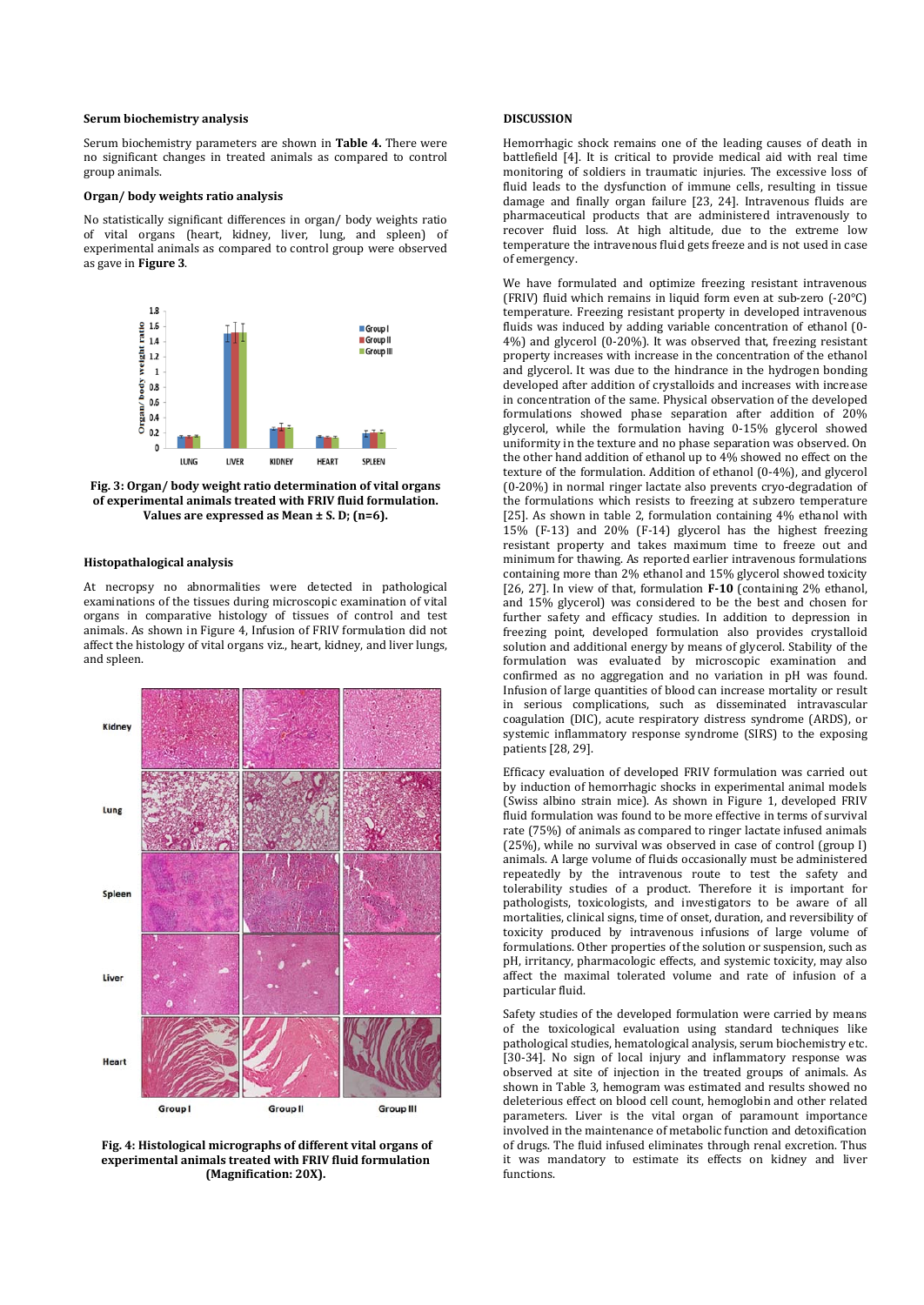### Serum biochemistry analysis

Serum biochemistry parameters are shown in **Table 4.** There were no significant changes in treated animals as compared to control group animals.

### Organ/ body weights ratio analysis

No statistically significant differences in organ/ body weights ratio of vital organs (heart, kidney, liver, lung, and spleen) of experimental animals as compared to control group were observed as gave in **Figure 3**.

**Fig. 3: Organ/ body weight ratio determination of vital organs of experimental animals treated with FRIV fluid formulation. Values are expressed as Mean ± S. D; (n=6).**

### Histopathalogical analysis

At necropsy no abnormalities were detected in pathological examinations of the tissues during microscopic examination of vital organs in comparative histology of tissues of control and test animals. As shown in Figure 4, Infusion of FRIV formulation did not affect the histology of vital organs viz., heart, kidney, and liver lungs, and spleen.

**Fig. 4: Histological micrographs of different vital organs of experimental animals treated with FRIV fluid formulation (Magnification: 20X).**

### DISCUSSION

Hemorrhagic shock remains one of the leading causes of death in battlefield [4]. It is critical to provide medical aid with real time monitoring of soldiers in traumatic injuries. The excessive loss of fluid leads to the dysfunction of immune cells, resulting in tissue damage and finally organ failure [23, 24]. Intravenous fluids are pharmaceutical products that are administered intravenously to recover fluid loss. At high altitude, due to the extreme low temperature the intravenous fluid gets freeze and is not used in case of emergency.

We have formulated and optimize freezing resistant intravenous (FRIV) fluid which remains in liquid form even at sub-zero (-20°C) temperature. Freezing resistant property in developed intravenous fluids was induced by adding variable concentration of ethanol (0-4%) and glycerol (0-20%). It was observed that, freezing resistant property increases with increase in the concentration of the ethanol and glycerol. It was due to the hindrance in the hydrogen bonding developed after addition of crystalloids and increases with increase in concentration of the same. Physical observation of the developed formulations showed phase separation after addition of 20% glycerol, while the formulation having 0-15% glycerol showed uniformity in the texture and no phase separation was observed. On the other hand addition of ethanol up to 4% showed no effect on the texture of the formulation. Addition of ethanol (0-4%), and glycerol (0-20%) in normal ringer lactate also prevents cryo-degradation of the formulations which resists to freezing at subzero temperature [25]. As shown in table 2, formulation containing 4% ethanol with 15% (F-13) and 20% (F-14) glycerol has the highest freezing resistant property and takes maximum time to freeze out and minimum for thawing. As reported earlier intravenous formulations containing more than 2% ethanol and 15% glycerol showed toxicity [26, 27]. In view of that, formulation **F-10** (containing 2% ethanol, and 15% glycerol) was considered to be the best and chosen for further safety and efficacy studies. In addition to depression in freezing point, developed formulation also provides crystalloid solution and additional energy by means of glycerol. Stability of the formulation was evaluated by microscopic examination and confirmed as no aggregation and no variation in pH was found. Infusion of large quantities of blood can increase mortality or result in serious complications, such as disseminated intravascular coagulation (DIC), acute respiratory distress syndrome (ARDS), or systemic inflammatory response syndrome (SIRS) to the exposing patients [28, 29].

Efficacy evaluation of developed FRIV formulation was carried out by induction of hemorrhagic shocks in experimental animal models (Swiss albino strain mice). As shown in Figure 1, developed FRIV fluid formulation was found to be more effective in terms of survival rate (75%) of animals as compared to ringer lactate infused animals (25%), while no survival was observed in case of control (group I) animals. A large volume of fluids occasionally must be administered repeatedly by the intravenous route to test the safety and tolerability studies of a product. Therefore it is important for pathologists, toxicologists, and investigators to be aware of all mortalities, clinical signs, time of onset, duration, and reversibility of toxicity produced by intravenous infusions of large volume of formulations. Other properties of the solution or suspension, such as pH, irritancy, pharmacologic effects, and systemic toxicity, may also affect the maximal tolerated volume and rate of infusion of a particular fluid.

Safety studies of the developed formulation were carried by means of the toxicological evaluation using standard techniques like pathological studies, hematological analysis, serum biochemistry etc. [30-34]. No sign of local injury and inflammatory response was observed at site of injection in the treated groups of animals. As shown in Table 3, hemogram was estimated and results showed no deleterious effect on blood cell count, hemoglobin and other related parameters. Liver is the vital organ of paramount importance involved in the maintenance of metabolic function and detoxification of drugs. The fluid infused eliminates through renal excretion. Thus it was mandatory to estimate its effects on kidney and liver functions.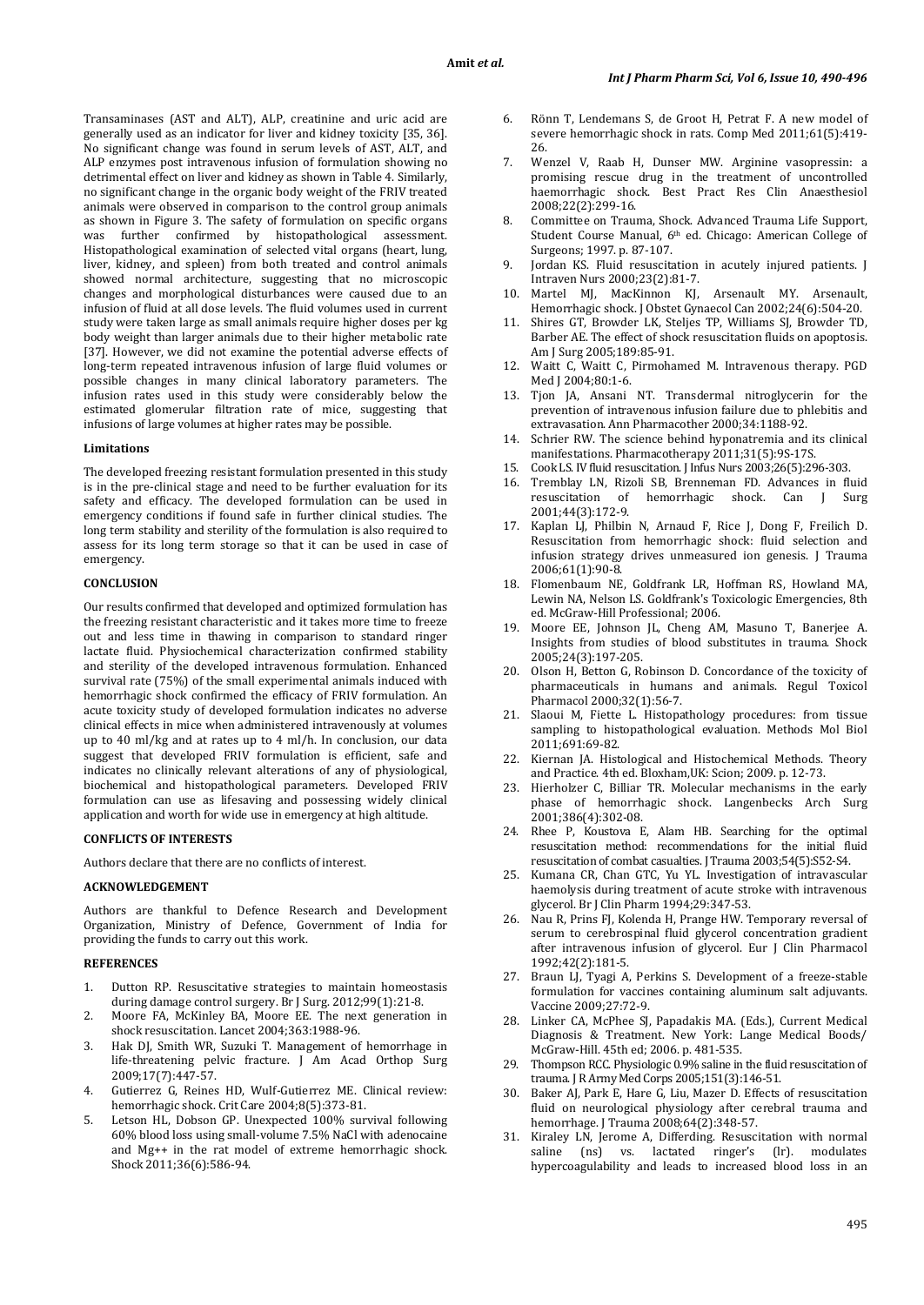Transaminases (AST and ALT), ALP, creatinine and uric acid are generally used as an indicator for liver and kidney toxicity [35, 36]. No significant change was found in serum levels of AST, ALT, and ALP enzymes post intravenous infusion of formulation showing no detrimental effect on liver and kidney as shown in Table 4. Similarly, no significant change in the organic body weight of the FRIV treated animals were observed in comparison to the control group animals as shown in Figure 3. The safety of formulation on specific organs was further confirmed by histopathological assessment. Histopathological examination of selected vital organs (heart, lung, liver, kidney, and spleen) from both treated and control animals showed normal architecture, suggesting that no microscopic changes and morphological disturbances were caused due to an infusion of fluid at all dose levels. The fluid volumes used in current study were taken large as small animals require higher doses per kg body weight than larger animals due to their higher metabolic rate [37]. However, we did not examine the potential adverse effects of long-term repeated intravenous infusion of large fluid volumes or possible changes in many clinical laboratory parameters. The infusion rates used in this study were considerably below the estimated glomerular filtration rate of mice, suggesting that infusions of large volumes at higher rates may be possible.

#### Limitations

The developed freezing resistant formulation presented in this study is in the pre-clinical stage and need to be further evaluation for its safety and efficacy. The developed formulation can be used in emergency conditions if found safe in further clinical studies. The long term stability and sterility of the formulation is also required to assess for its long term storage so that it can be used in case of emergency.

### CONCLUSION

Our results confirmed that developed and optimized formulation has the freezing resistant characteristic and it takes more time to freeze out and less time in thawing in comparison to standard ringer lactate fluid. Physiochemical characterization confirmed stability and sterility of the developed intravenous formulation. Enhanced survival rate (75%) of the small experimental animals induced with hemorrhagic shock confirmed the efficacy of FRIV formulation. An acute toxicity study of developed formulation indicates no adverse clinical effects in mice when administered intravenously at volumes up to 40 ml/kg and at rates up to 4 ml/h. In conclusion, our data suggest that developed FRIV formulation is efficient, safe and indicates no clinically relevant alterations of any of physiological, biochemical and histopathological parameters. Developed FRIV formulation can use as lifesaving and possessing widely clinical application and worth for wide use in emergency at high altitude.

### CONFLICTS OF INTERESTS

Authors declare that there are no conflicts of interest.

### ACKNOWLEDGEMENT

Authors are thankful to Defence Research and Development Organization, Ministry of Defence, Government of India for providing the funds to carry out this work.

### REFERENCES

1. Dutton RP. Resuscitative strategies to maintain homeostasis during damage control surgery. Br J Surg. 2012;99(1):21-8.
2. Moore FA, McKinley BA, Moore EE. The next generation in shock resuscitation. Lancet 2004;363:1988-96.
3. Hak DJ, Smith WR, Suzuki T. Management of hemorrhage in life-threatening pelvic fracture. J Am Acad Orthop Surg 2009;17(7):447-57.
4. Gutierrez G, Reines HD, Wulf-Gutierrez ME. Clinical review: hemorrhagic shock. Crit Care 2004;8(5):373-81.
5. Letson HL, Dobson GP. Unexpected 100% survival following 60% blood loss using small-volume 7.5% NaCl with adenocaine and Mg++ in the rat model of extreme hemorrhagic shock. Shock 2011;36(6):586-94.
6. Rönn T, Lendemans S, de Groot H, Petrat F. A new model of severe hemorrhagic shock in rats. Comp Med 2011;61(5):419-26.
7. Wenzel V, Raab H, Dunser MW. Arginine vasopressin: a promising rescue drug in the treatment of uncontrolled haemorrhagic shock. Best Pract Res Clin Anaesthesiol 2008;22(2):299-16.
8. Committee on Trauma, Shock. Advanced Trauma Life Support, Student Course Manual, 6th ed. Chicago: American College of Surgeons; 1997. p. 87-107.
9. Jordan KS. Fluid resuscitation in acutely injured patients. J Intraven Nurs 2000;23(2):81-7.
10. Martel MJ, MacKinnon KJ, Arsenault MY. Arsenault, Hemorrhagic shock. J Obstet Gynaecol Can 2002;24(6):504-20.
11. Shires GT, Browder LK, Steljes TP, Williams SJ, Browder TD, Barber AE. The effect of shock resuscitation fluids on apoptosis. Am J Surg 2005;189:85-91.
12. Waitt C, Waitt C, Pirmohamed M. Intravenous therapy. PGD Med J 2004;80:1-6.
13. Tjon JA, Ansani NT. Transdermal nitroglycerin for the prevention of intravenous infusion failure due to phlebitis and extravasation. Ann Pharmacother 2000;34:1188-92.
14. Schrier RW. The science behind hyponatremia and its clinical manifestations. Pharmacotherapy 2011;31(5):9S-17S.
15. Cook LS. IV fluid resuscitation. J Infus Nurs 2003;26(5):296-303.
16. Tremblay LN, Rizoli SB, Brenneman FD. Advances in fluid resuscitation of hemorrhagic shock. Can J Surg 2001;44(3):172-9.
17. Kaplan LJ, Philbin N, Arnaud F, Rice J, Dong F, Freilich D. Resuscitation from hemorrhagic shock: fluid selection and infusion strategy drives unmeasured ion genesis. J Trauma 2006;61(1):90-8.
18. Flomenbaum NE, Goldfrank LR, Hoffman RS, Howland MA, Lewin NA, Nelson LS. Goldfrank's Toxicologic Emergencies, 8th ed. McGraw-Hill Professional; 2006.
19. Moore EE, Johnson JL, Cheng AM, Masuno T, Banerjee A. Insights from studies of blood substitutes in trauma. Shock 2005;24(3):197-205.
20. Olson H, Betton G, Robinson D. Concordance of the toxicity of pharmaceuticals in humans and animals. Regul Toxicol Pharmacol 2000;32(1):56-7.
21. Slaoui M, Fiette L. Histopathology procedures: from tissue sampling to histopathological evaluation. Methods Mol Biol 2011;691:69-82.
22. Kiernan JA. Histological and Histochemical Methods. Theory and Practice. 4th ed. Bloxham,UK: Scion; 2009. p. 12-73.
23. Hierholzer C, Billiar TR. Molecular mechanisms in the early phase of hemorrhagic shock. Langenbecks Arch Surg 2001;386(4):302-08.
24. Rhee P, Koustova E, Alam HB. Searching for the optimal resuscitation method: recommendations for the initial fluid resuscitation of combat casualties. J Trauma 2003;54(5):S52-S4.
25. Kumana CR, Chan GTC, Yu YL. Investigation of intravascular haemolysis during treatment of acute stroke with intravenous glycerol. Br J Clin Pharm 1994;29:347-53.
26. Nau R, Prins FJ, Kolenda H, Prange HW. Temporary reversal of serum to cerebrospinal fluid glycerol concentration gradient after intravenous infusion of glycerol. Eur J Clin Pharmacol 1992;42(2):181-5.
27. Braun LJ, Tyagi A, Perkins S. Development of a freeze-stable formulation for vaccines containing aluminum salt adjuvants. Vaccine 2009;27:72-9.
28. Linker CA, McPhee SJ, Papadakis MA. (Eds.), Current Medical Diagnosis & Treatment. New York: Lange Medical Boods/ McGraw-Hill. 45th ed; 2006. p. 481-535.
29. Thompson RCC. Physiologic 0.9% saline in the fluid resuscitation of trauma. J R Army Med Corps 2005;151(3):146-51.
30. Baker AJ, Park E, Hare G, Liu, Mazer D. Effects of resuscitation fluid on neurological physiology after cerebral trauma and hemorrhage. J Trauma 2008;64(2):348-57.
31. Kiraley LN, Jerome A, Differding. Resuscitation with normal saline (ns) vs. lactated ringer's (lr). modulates hypercoagulability and leads to increased blood loss in an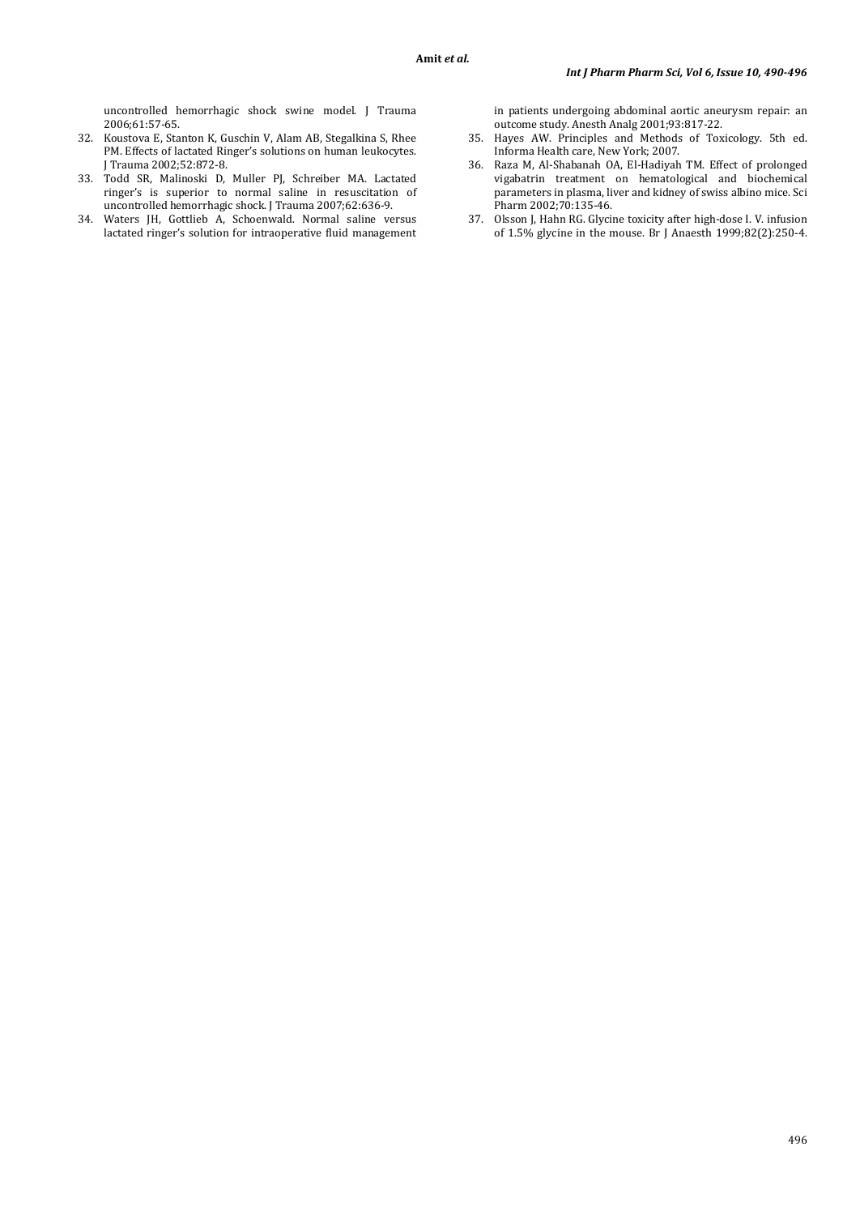uncontrolled hemorrhagic shock swine model. J Trauma 2006;61:57-65.

32. Koustova E, Stanton K, Guschin V, Alam AB, Stegalkina S, Rhee PM. Effects of lactated Ringer's solutions on human leukocytes. J Trauma 2002;52:872-8.
33. Todd SR, Malinoski D, Muller PJ, Schreiber MA. Lactated ringer's is superior to normal saline in resuscitation of uncontrolled hemorrhagic shock. J Trauma 2007;62:636-9.
34. Waters JH, Gottlieb A, Schoenwald. Normal saline versus lactated ringer's solution for intraoperative fluid management in patients undergoing abdominal aortic aneurysm repair: an outcome study. Anesth Analg 2001;93:817-22.
35. Hayes AW. Principles and Methods of Toxicology. 5th ed. Informa Health care, New York; 2007.
36. Raza M, Al-Shabanah OA, El-Hadiyah TM. Effect of prolonged vigabatrin treatment on hematological and biochemical parameters in plasma, liver and kidney of swiss albino mice. Sci Pharm 2002;70:135-46.
37. Olsson J, Hahn RG. Glycine toxicity after high-dose I. V. infusion of 1.5% glycine in the mouse. Br J Anaesth 1999;82(2):250-4.